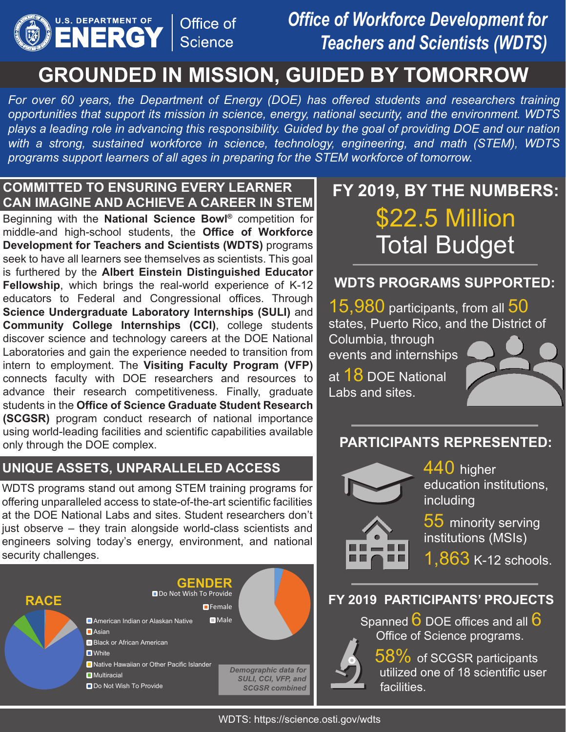U.S. DEPARTMENT OF ENERGY | Office of Science

# Office of Workforce Development for Teachers and Scientists (WDTS)

# GROUNDED IN MISSION, GUIDED BY TOMORROW

*For over 60 years, the Department of Energy (DOE) has offered students and researchers training opportunities that support its mission in science, energy, national security, and the environment. WDTS plays a leading role in advancing this responsibility. Guided by the goal of providing DOE and our nation with a strong, sustained workforce in science, technology, engineering, and math (STEM), WDTS programs support learners of all ages in preparing for the STEM workforce of tomorrow.*

## COMMITTED TO ENSURING EVERY LEARNER CAN IMAGINE AND ACHIEVE A CAREER IN STEM

Beginning with the **National Science Bowl®** competition for middle-and high-school students, the **Office of Workforce Development for Teachers and Scientists (WDTS)** programs seek to have all learners see themselves as scientists. This goal is furthered by the **Albert Einstein Distinguished Educator Fellowship**, which brings the real-world experience of K-12 educators to Federal and Congressional offices. Through **Science Undergraduate Laboratory Internships (SULI)** and **Community College Internships (CCI)**, college students discover science and technology careers at the DOE National Laboratories and gain the experience needed to transition from intern to employment. The **Visiting Faculty Program (VFP)** connects faculty with DOE researchers and resources to advance their research competitiveness. Finally, graduate students in the **Office of Science Graduate Student Research (SCGSR)** program conduct research of national importance using world-leading facilities and scientific capabilities available only through the DOE complex.

## UNIQUE ASSETS, UNPARALLELED ACCESS

WDTS programs stand out among STEM training programs for offering unparalleled access to state-of-the-art scientific facilities at the DOE National Labs and sites. Student researchers don't just observe – they train alongside world-class scientists and engineers solving today's energy, environment, and national security challenges.

**RACE**

- American Indian or Alaskan Native
- Asian
- Black or African American
- White
- Native Hawaiian or Other Pacific Islander
- Multiracial
- Do Not Wish To Provide

**GENDER**

- Do Not Wish To Provide
- Female
- Male

*Demographic data for SULI, CCI, VFP, and SCGSR combined*

## FY 2019, BY THE NUMBERS:

**$22.5 Million Total Budget**

### WDTS PROGRAMS SUPPORTED:

15,980 participants, from all 50 states, Puerto Rico, and the District of Columbia, through events and internships at 18 DOE National Labs and sites.

### PARTICIPANTS REPRESENTED:

440 higher education institutions, including

55 minority serving institutions (MSIs)

1,863 K-12 schools.

### FY 2019 PARTICIPANTS' PROJECTS

Spanned 6 DOE offices and all 6 Office of Science programs.

58% of SCGSR participants utilized one of 18 scientific user facilities.

WDTS: https://science.osti.gov/wdts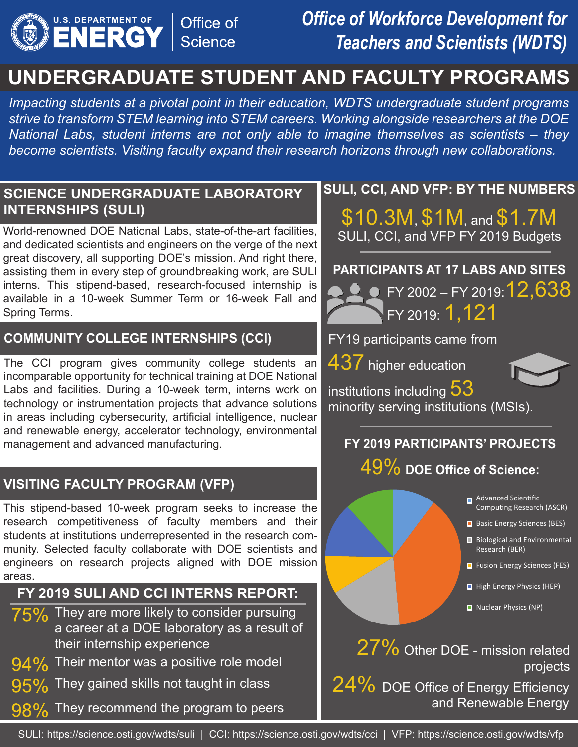U.S. DEPARTMENT OF ENERGY | Office of Science

*Office of Workforce Development for Teachers and Scientists (WDTS)*

# UNDERGRADUATE STUDENT AND FACULTY PROGRAMS

*Impacting students at a pivotal point in their education, WDTS undergraduate student programs strive to transform STEM learning into STEM careers. Working alongside researchers at the DOE National Labs, student interns are not only able to imagine themselves as scientists – they become scientists. Visiting faculty expand their research horizons through new collaborations.*

## SCIENCE UNDERGRADUATE LABORATORY INTERNSHIPS (SULI)

World-renowned DOE National Labs, state-of-the-art facilities, and dedicated scientists and engineers on the verge of the next great discovery, all supporting DOE's mission. And right there, assisting them in every step of groundbreaking work, are SULI interns. This stipend-based, research-focused internship is available in a 10-week Summer Term or 16-week Fall and Spring Terms.

## COMMUNITY COLLEGE INTERNSHIPS (CCI)

The CCI program gives community college students an incomparable opportunity for technical training at DOE National Labs and facilities. During a 10-week term, interns work on technology or instrumentation projects that advance solutions in areas including cybersecurity, artificial intelligence, nuclear and renewable energy, accelerator technology, environmental management and advanced manufacturing.

## VISITING FACULTY PROGRAM (VFP)

This stipend-based 10-week program seeks to increase the research competitiveness of faculty members and their students at institutions underrepresented in the research community. Selected faculty collaborate with DOE scientists and engineers on research projects aligned with DOE mission areas.

### FY 2019 SULI AND CCI INTERNS REPORT:

- **75%** They are more likely to consider pursuing a career at a DOE laboratory as a result of their internship experience
- **94%** Their mentor was a positive role model
- **95%** They gained skills not taught in class
- **98%** They recommend the program to peers

## SULI, CCI, AND VFP: BY THE NUMBERS

**$10.3M**, **$1M**, and **$1.7M**
SULI, CCI, and VFP FY 2019 Budgets

### PARTICIPANTS AT 17 LABS AND SITES

FY 2002 – FY 2019: **12,638**
FY 2019: **1,121**

FY19 participants came from **437** higher education institutions including **53** minority serving institutions (MSIs).

### FY 2019 PARTICIPANTS' PROJECTS

**49%** **DOE Office of Science:**

- Advanced Scientific Computing Research (ASCR)
- Basic Energy Sciences (BES)
- Biological and Environmental Research (BER)
- Fusion Energy Sciences (FES)
- High Energy Physics (HEP)
- Nuclear Physics (NP)

**27%** Other DOE - mission related projects

**24%** DOE Office of Energy Efficiency and Renewable Energy

SULI: https://science.osti.gov/wdts/suli | CCI: https://science.osti.gov/wdts/cci | VFP: https://science.osti.gov/wdts/vfp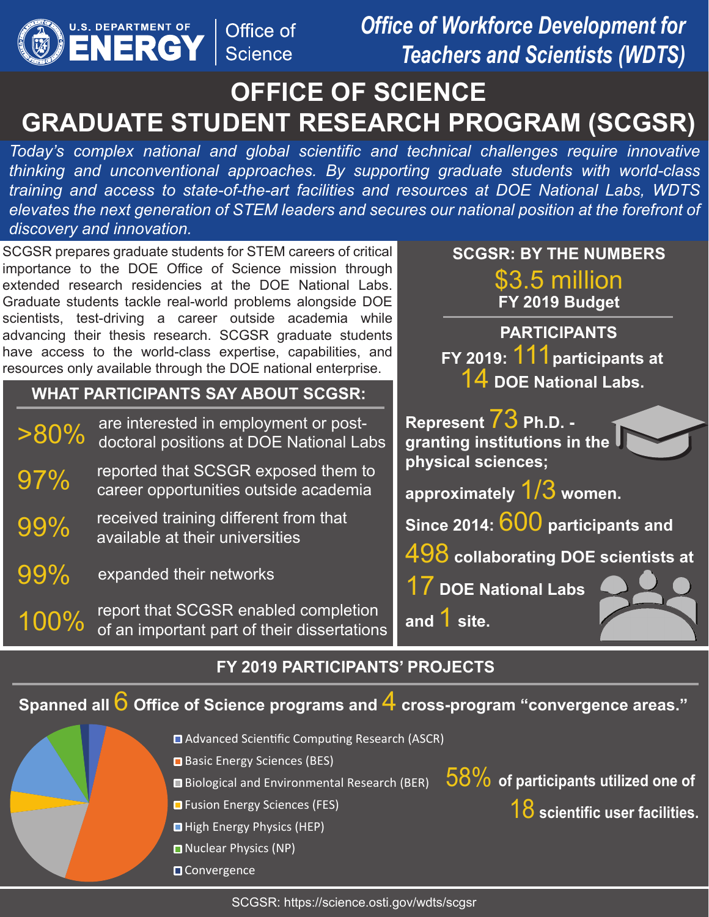U.S. DEPARTMENT OF ENERGY | Office of Science

*Office of Workforce Development for Teachers and Scientists (WDTS)*

# OFFICE OF SCIENCE GRADUATE STUDENT RESEARCH PROGRAM (SCGSR)

*Today's complex national and global scientific and technical challenges require innovative thinking and unconventional approaches. By supporting graduate students with world-class training and access to state-of-the-art facilities and resources at DOE National Labs, WDTS elevates the next generation of STEM leaders and secures our national position at the forefront of discovery and innovation.*

SCGSR prepares graduate students for STEM careers of critical importance to the DOE Office of Science mission through extended research residencies at the DOE National Labs. Graduate students tackle real-world problems alongside DOE scientists, test-driving a career outside academia while advancing their thesis research. SCGSR graduate students have access to the world-class expertise, capabilities, and resources only available through the DOE national enterprise.

## WHAT PARTICIPANTS SAY ABOUT SCGSR:

- **>80%** are interested in employment or post-doctoral positions at DOE National Labs
- **97%** reported that SCSGR exposed them to career opportunities outside academia
- **99%** received training different from that available at their universities
- **99%** expanded their networks
- **100%** report that SCGSR enabled completion of an important part of their dissertations

## SCGSR: BY THE NUMBERS

**$3.5 million**
**FY 2019 Budget**

**PARTICIPANTS**

**FY 2019: 111 participants at 14 DOE National Labs.**

**Represent 73 Ph.D. -granting institutions in the physical sciences;**

**approximately 1/3 women.**

**Since 2014: 600 participants and 498 collaborating DOE scientists at 17 DOE National Labs and 1 site.**

## FY 2019 PARTICIPANTS' PROJECTS

**Spanned all 6 Office of Science programs and 4 cross-program "convergence areas."**

- Advanced Scientific Computing Research (ASCR)
- Basic Energy Sciences (BES)
- Biological and Environmental Research (BER)
- Fusion Energy Sciences (FES)
- High Energy Physics (HEP)
- Nuclear Physics (NP)
- Convergence

**58% of participants utilized one of 18 scientific user facilities.**

SCGSR: https://science.osti.gov/wdts/scgsr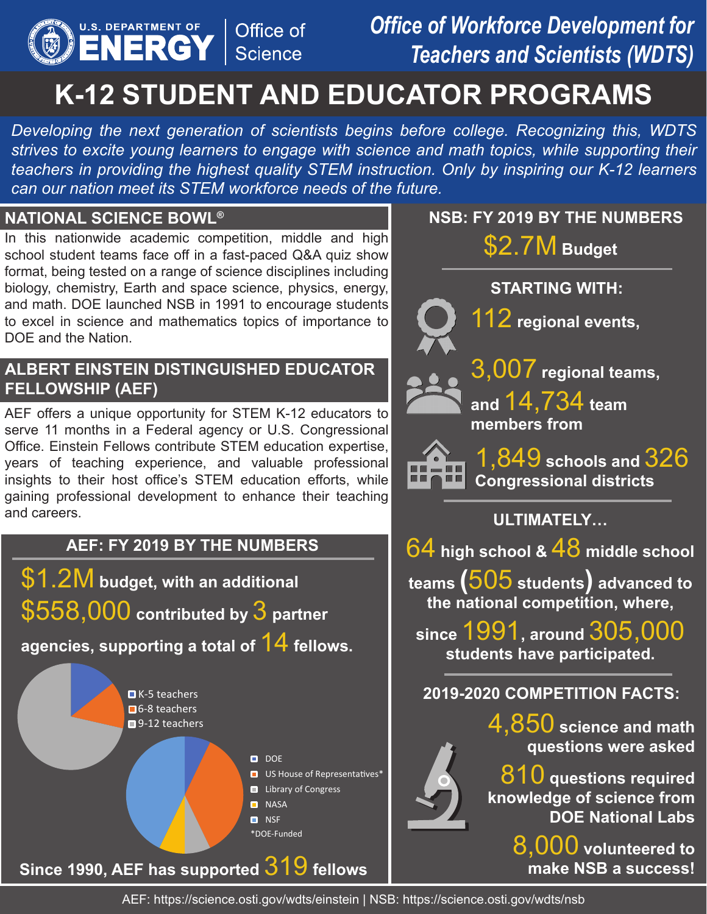U.S. DEPARTMENT OF ENERGY | Office of Science

*Office of Workforce Development for Teachers and Scientists (WDTS)*

# K-12 STUDENT AND EDUCATOR PROGRAMS

*Developing the next generation of scientists begins before college. Recognizing this, WDTS strives to excite young learners to engage with science and math topics, while supporting their teachers in providing the highest quality STEM instruction. Only by inspiring our K-12 learners can our nation meet its STEM workforce needs of the future.*

## NATIONAL SCIENCE BOWL®

In this nationwide academic competition, middle and high school student teams face off in a fast-paced Q&A quiz show format, being tested on a range of science disciplines including biology, chemistry, Earth and space science, physics, energy, and math. DOE launched NSB in 1991 to encourage students to excel in science and mathematics topics of importance to DOE and the Nation.

## ALBERT EINSTEIN DISTINGUISHED EDUCATOR FELLOWSHIP (AEF)

AEF offers a unique opportunity for STEM K-12 educators to serve 11 months in a Federal agency or U.S. Congressional Office. Einstein Fellows contribute STEM education expertise, years of teaching experience, and valuable professional insights to their host office's STEM education efforts, while gaining professional development to enhance their teaching and careers.

### AEF: FY 2019 BY THE NUMBERS

**$1.2M budget, with an additional $558,000 contributed by 3 partner agencies, supporting a total of 14 fellows.**

K-5 teachers
6-8 teachers
9-12 teachers

DOE
US House of Representatives*
Library of Congress
NASA
NSF
*DOE-Funded

**Since 1990, AEF has supported 319 fellows**

### NSB: FY 2019 BY THE NUMBERS

**$2.7M Budget**

**STARTING WITH:**

**112 regional events,**

**3,007 regional teams, and 14,734 team members from**

**1,849 schools and 326 Congressional districts**

**ULTIMATELY…**

**64 high school & 48 middle school teams (505 students) advanced to the national competition, where, since 1991, around 305,000 students have participated.**

**2019-2020 COMPETITION FACTS:**

**4,850 science and math questions were asked**

**810 questions required knowledge of science from DOE National Labs**

**8,000 volunteered to make NSB a success!**

AEF: https://science.osti.gov/wdts/einstein | NSB: https://science.osti.gov/wdts/nsb